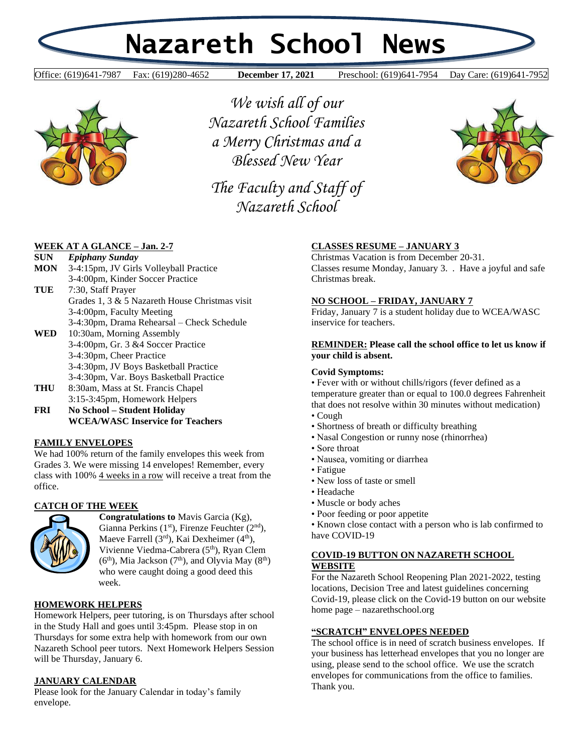# Nazareth School News

Office: (619)641-7987 Fax: (619)280-4652 **December 17, 2021** Preschool: (619)641-7954 Day Care: (619)641-7952

*We wish all of our Nazareth School Families a Merry Christmas and a Blessed New Year*

*The Faculty and Staff of Nazareth School*

## WEEK AT A GLANCE – Jan. 2-7

**SUN** *Epiphany Sunday*

**MON** 3-4:15pm, JV Girls Volleyball Practice
3-4:00pm, Kinder Soccer Practice

**TUE** 7:30, Staff Prayer
Grades 1, 3 & 5 Nazareth House Christmas visit
3-4:00pm, Faculty Meeting
3-4:30pm, Drama Rehearsal – Check Schedule

**WED** 10:30am, Morning Assembly
3-4:00pm, Gr. 3 &4 Soccer Practice
3-4:30pm, Cheer Practice
3-4:30pm, JV Boys Basketball Practice
3-4:30pm, Var. Boys Basketball Practice

**THU** 8:30am, Mass at St. Francis Chapel
3:15-3:45pm, Homework Helpers

**FRI** **No School – Student Holiday**
**WCEA/WASC Inservice for Teachers**

## FAMILY ENVELOPES

We had 100% return of the family envelopes this week from Grades 3. We were missing 14 envelopes! Remember, every class with 100% 4 weeks in a row will receive a treat from the office.

## CATCH OF THE WEEK

**Congratulations to** Mavis Garcia (Kg), Gianna Perkins (1st), Firenze Feuchter (2nd), Maeve Farrell (3rd), Kai Dexheimer (4th), Vivienne Viedma-Cabrera (5th), Ryan Clem (6th), Mia Jackson (7th), and Olyvia May (8th) who were caught doing a good deed this week.

## HOMEWORK HELPERS

Homework Helpers, peer tutoring, is on Thursdays after school in the Study Hall and goes until 3:45pm. Please stop in on Thursdays for some extra help with homework from our own Nazareth School peer tutors. Next Homework Helpers Session will be Thursday, January 6.

## JANUARY CALENDAR

Please look for the January Calendar in today's family envelope.

## CLASSES RESUME – JANUARY 3

Christmas Vacation is from December 20-31.
Classes resume Monday, January 3. . Have a joyful and safe Christmas break.

## NO SCHOOL – FRIDAY, JANUARY 7

Friday, January 7 is a student holiday due to WCEA/WASC inservice for teachers.

**REMINDER: Please call the school office to let us know if your child is absent.**

**Covid Symptoms:**

- Fever with or without chills/rigors (fever defined as a temperature greater than or equal to 100.0 degrees Fahrenheit that does not resolve within 30 minutes without medication)
- Cough
- Shortness of breath or difficulty breathing
- Nasal Congestion or runny nose (rhinorrhea)
- Sore throat
- Nausea, vomiting or diarrhea
- Fatigue
- New loss of taste or smell
- Headache
- Muscle or body aches
- Poor feeding or poor appetite
- Known close contact with a person who is lab confirmed to have COVID-19

## COVID-19 BUTTON ON NAZARETH SCHOOL WEBSITE

For the Nazareth School Reopening Plan 2021-2022, testing locations, Decision Tree and latest guidelines concerning Covid-19, please click on the Covid-19 button on our website home page – nazarethschool.org

## "SCRATCH" ENVELOPES NEEDED

The school office is in need of scratch business envelopes. If your business has letterhead envelopes that you no longer are using, please send to the school office. We use the scratch envelopes for communications from the office to families. Thank you.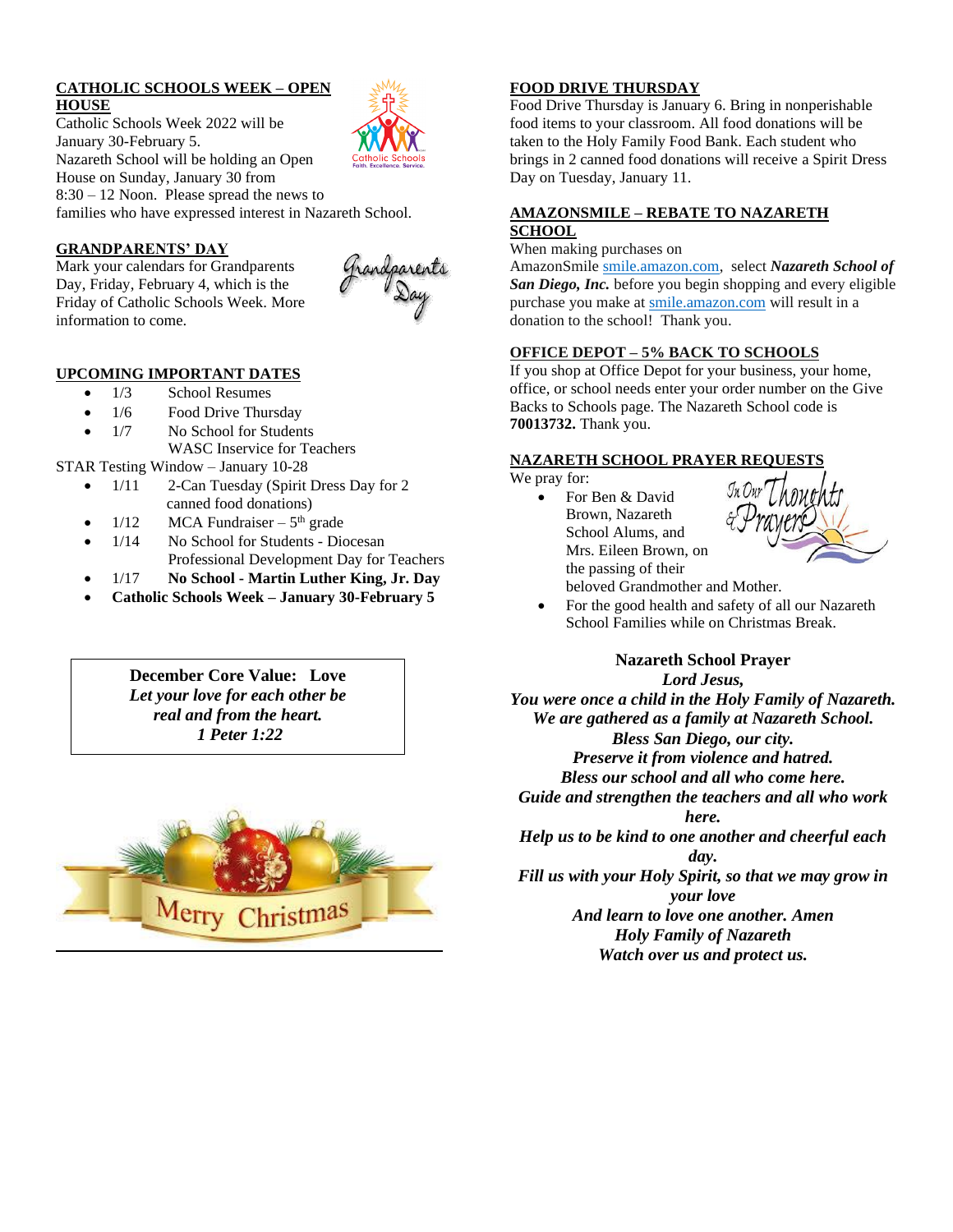## CATHOLIC SCHOOLS WEEK – OPEN HOUSE

Catholic Schools Week 2022 will be January 30-February 5. Nazareth School will be holding an Open House on Sunday, January 30 from 8:30 – 12 Noon. Please spread the news to families who have expressed interest in Nazareth School.

## GRANDPARENTS' DAY

Mark your calendars for Grandparents Day, Friday, February 4, which is the Friday of Catholic Schools Week. More information to come.

## UPCOMING IMPORTANT DATES

- 1/3 School Resumes
- 1/6 Food Drive Thursday
- 1/7 No School for Students
  WASC Inservice for Teachers

STAR Testing Window – January 10-28

- 1/11 2-Can Tuesday (Spirit Dress Day for 2 canned food donations)
- 1/12 MCA Fundraiser – 5th grade
- 1/14 No School for Students - Diocesan Professional Development Day for Teachers
- 1/17 **No School - Martin Luther King, Jr. Day**
- **Catholic Schools Week – January 30-February 5**

**December Core Value: Love**
***Let your love for each other be real and from the heart.***
***1 Peter 1:22***

Merry Christmas

## FOOD DRIVE THURSDAY

Food Drive Thursday is January 6. Bring in nonperishable food items to your classroom. All food donations will be taken to the Holy Family Food Bank. Each student who brings in 2 canned food donations will receive a Spirit Dress Day on Tuesday, January 11.

## AMAZONSMILE – REBATE TO NAZARETH SCHOOL

When making purchases on AmazonSmile smile.amazon.com, select ***Nazareth School of San Diego, Inc.*** before you begin shopping and every eligible purchase you make at smile.amazon.com will result in a donation to the school! Thank you.

## OFFICE DEPOT – 5% BACK TO SCHOOLS

If you shop at Office Depot for your business, your home, office, or school needs enter your order number on the Give Backs to Schools page. The Nazareth School code is **70013732.** Thank you.

## NAZARETH SCHOOL PRAYER REQUESTS

We pray for:

- For Ben & David Brown, Nazareth School Alums, and Mrs. Eileen Brown, on the passing of their beloved Grandmother and Mother.
- For the good health and safety of all our Nazareth School Families while on Christmas Break.

**Nazareth School Prayer**

***Lord Jesus,***
***You were once a child in the Holy Family of Nazareth.***
***We are gathered as a family at Nazareth School.***
***Bless San Diego, our city.***
***Preserve it from violence and hatred.***
***Bless our school and all who come here.***
***Guide and strengthen the teachers and all who work here.***
***Help us to be kind to one another and cheerful each day.***
***Fill us with your Holy Spirit, so that we may grow in your love***
***And learn to love one another. Amen***
***Holy Family of Nazareth***
***Watch over us and protect us.***